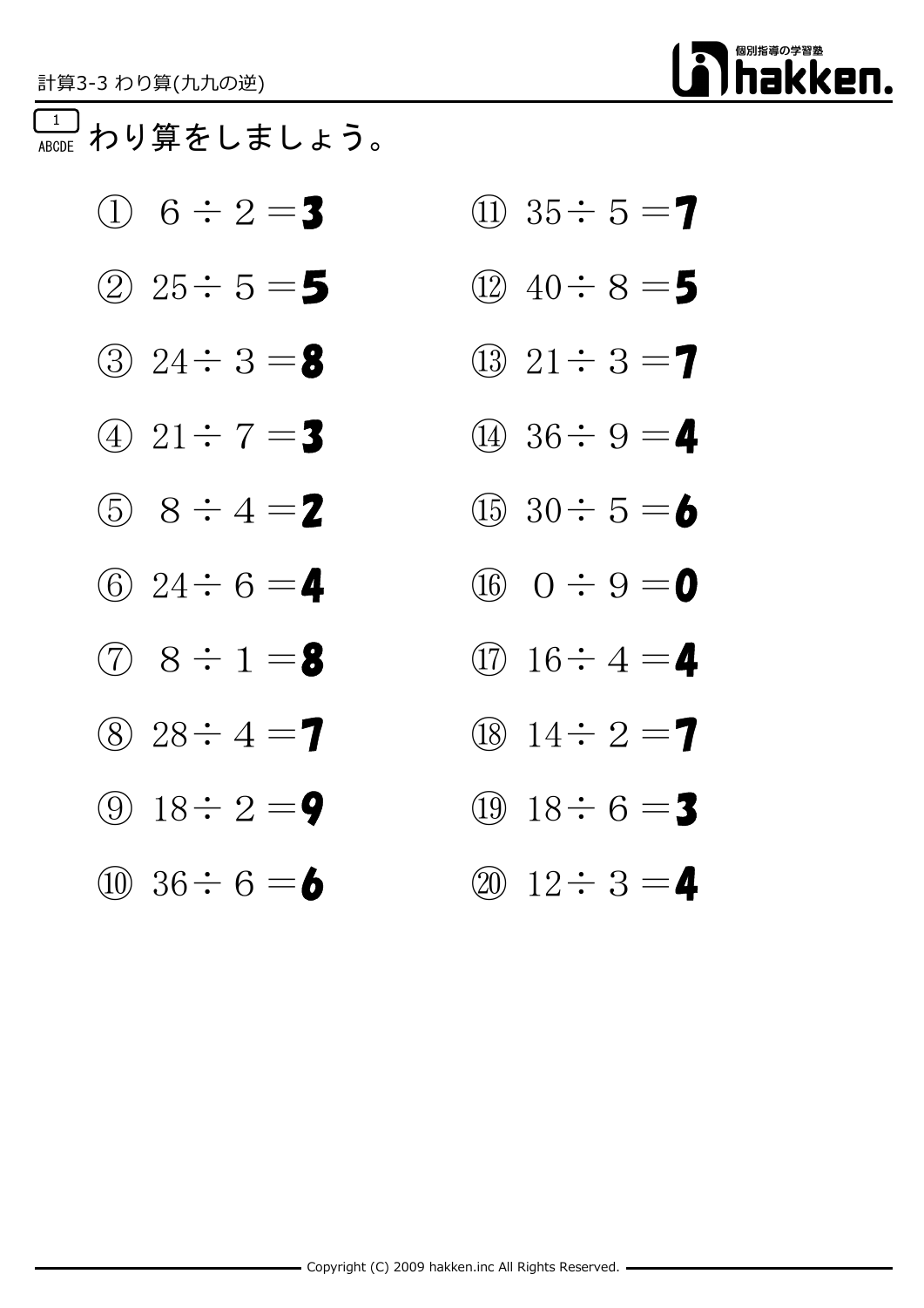計算3-3 わり算(九九の逆)

## 1 わり算をしましょう。

ABCDE

① $6 \div 2 = 3$

② $25 \div 5 = 5$

③ $24 \div 3 = 8$

④ $21 \div 7 = 3$

⑤ $8 \div 4 = 2$

⑥ $24 \div 6 = 4$

⑦ $8 \div 1 = 8$

⑧ $28 \div 4 = 7$

⑨ $18 \div 2 = 9$

⑩ $36 \div 6 = 6$

⑪ $35 \div 5 = 7$

⑫ $40 \div 8 = 5$

⑬ $21 \div 3 = 7$

⑭ $36 \div 9 = 4$

⑮ $30 \div 5 = 6$

⑯ $0 \div 9 = 0$

⑰ $16 \div 4 = 4$

⑱ $14 \div 2 = 7$

⑲ $18 \div 6 = 3$

⑳ $12 \div 3 = 4$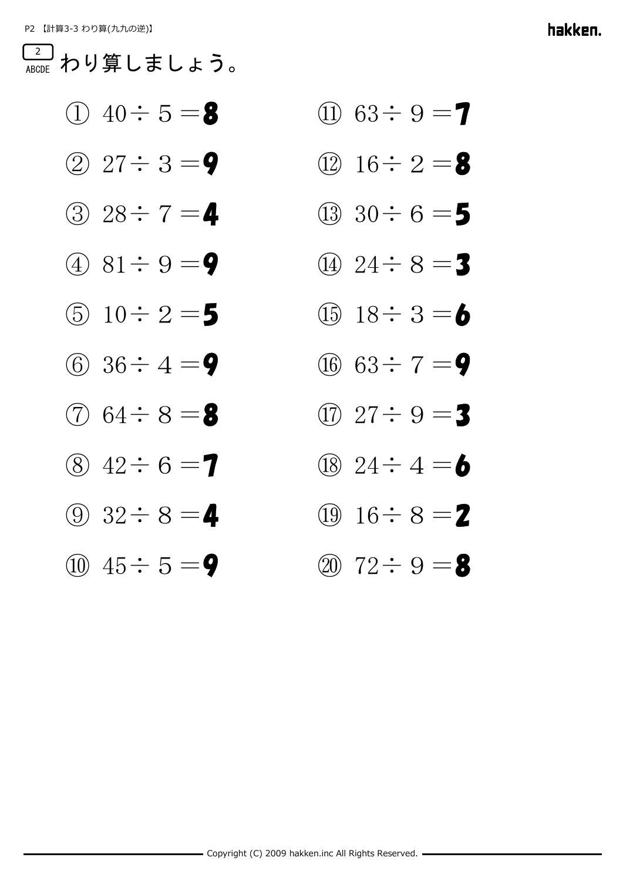2 ABCDE わり算しましょう。

① $40 \div 5 = 8$

② $27 \div 3 = 9$

③ $28 \div 7 = 4$

④ $81 \div 9 = 9$

⑤ $10 \div 2 = 5$

⑥ $36 \div 4 = 9$

⑦ $64 \div 8 = 8$

⑧ $42 \div 6 = 7$

⑨ $32 \div 8 = 4$

⑩ $45 \div 5 = 9$

⑪ $63 \div 9 = 7$

⑫ $16 \div 2 = 8$

⑬ $30 \div 6 = 5$

⑭ $24 \div 8 = 3$

⑮ $18 \div 3 = 6$

⑯ $63 \div 7 = 9$

⑰ $27 \div 9 = 3$

⑱ $24 \div 4 = 6$

⑲ $16 \div 8 = 2$

⑳ $72 \div 9 = 8$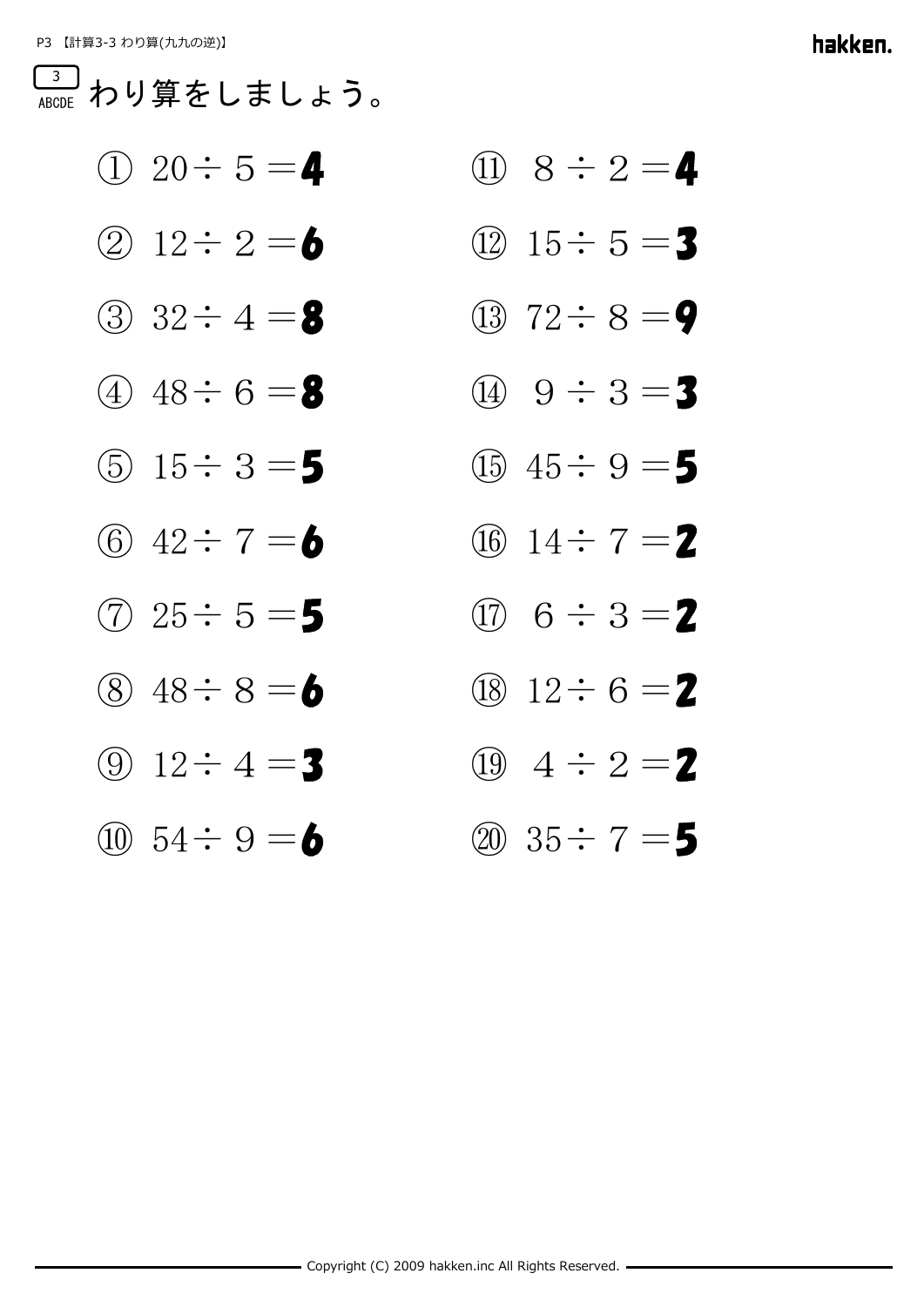P3 【計算3-3 わり算(九九の逆)】

3
ABCDE

# わり算をしましょう。

① $20 \div 5 = $ **4**

② $12 \div 2 = $ **6**

③ $32 \div 4 = $ **8**

④ $48 \div 6 = $ **8**

⑤ $15 \div 3 = $ **5**

⑥ $42 \div 7 = $ **6**

⑦ $25 \div 5 = $ **5**

⑧ $48 \div 8 = $ **6**

⑨ $12 \div 4 = $ **3**

⑩ $54 \div 9 = $ **6**

⑪ $8 \div 2 = $ **4**

⑫ $15 \div 5 = $ **3**

⑬ $72 \div 8 = $ **9**

⑭ $9 \div 3 = $ **3**

⑮ $45 \div 9 = $ **5**

⑯ $14 \div 7 = $ **2**

⑰ $6 \div 3 = $ **2**

⑱ $12 \div 6 = $ **2**

⑲ $4 \div 2 = $ **2**

⑳ $35 \div 7 = $ **5**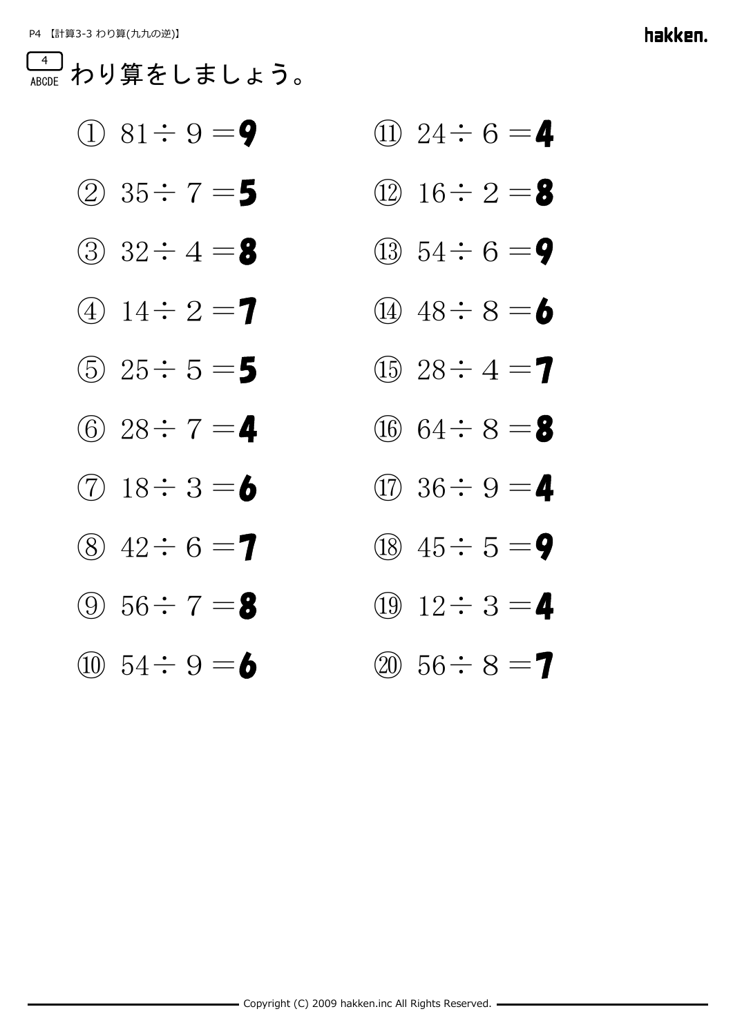4
ABCDE わり算をしましょう。

① $81 \div 9 =$ **9**

② $35 \div 7 =$ **5**

③ $32 \div 4 =$ **8**

④ $14 \div 2 =$ **7**

⑤ $25 \div 5 =$ **5**

⑥ $28 \div 7 =$ **4**

⑦ $18 \div 3 =$ **6**

⑧ $42 \div 6 =$ **7**

⑨ $56 \div 7 =$ **8**

⑩ $54 \div 9 =$ **6**

⑪ $24 \div 6 =$ **4**

⑫ $16 \div 2 =$ **8**

⑬ $54 \div 6 =$ **9**

⑭ $48 \div 8 =$ **6**

⑮ $28 \div 4 =$ **7**

⑯ $64 \div 8 =$ **8**

⑰ $36 \div 9 =$ **4**

⑱ $45 \div 5 =$ **9**

⑲ $12 \div 3 =$ **4**

⑳ $56 \div 8 =$ **7**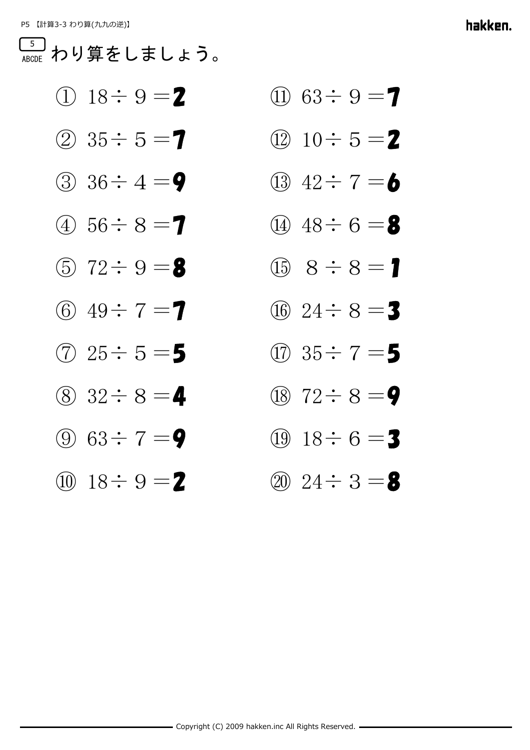P5 【計算3-3 わり算(九九の逆)】

hakken.

# 5 わり算をしましょう。

ABCDE

① $18 \div 9 = $ **2**

② $35 \div 5 = $ **7**

③ $36 \div 4 = $ **9**

④ $56 \div 8 = $ **7**

⑤ $72 \div 9 = $ **8**

⑥ $49 \div 7 = $ **7**

⑦ $25 \div 5 = $ **5**

⑧ $32 \div 8 = $ **4**

⑨ $63 \div 7 = $ **9**

⑩ $18 \div 9 = $ **2**

⑪ $63 \div 9 = $ **7**

⑫ $10 \div 5 = $ **2**

⑬ $42 \div 7 = $ **6**

⑭ $48 \div 6 = $ **8**

⑮ $8 \div 8 = $ **1**

⑯ $24 \div 8 = $ **3**

⑰ $35 \div 7 = $ **5**

⑱ $72 \div 8 = $ **9**

⑲ $18 \div 6 = $ **3**

⑳ $24 \div 3 = $ **8**

Copyright (C) 2009 hakken.inc All Rights Reserved.